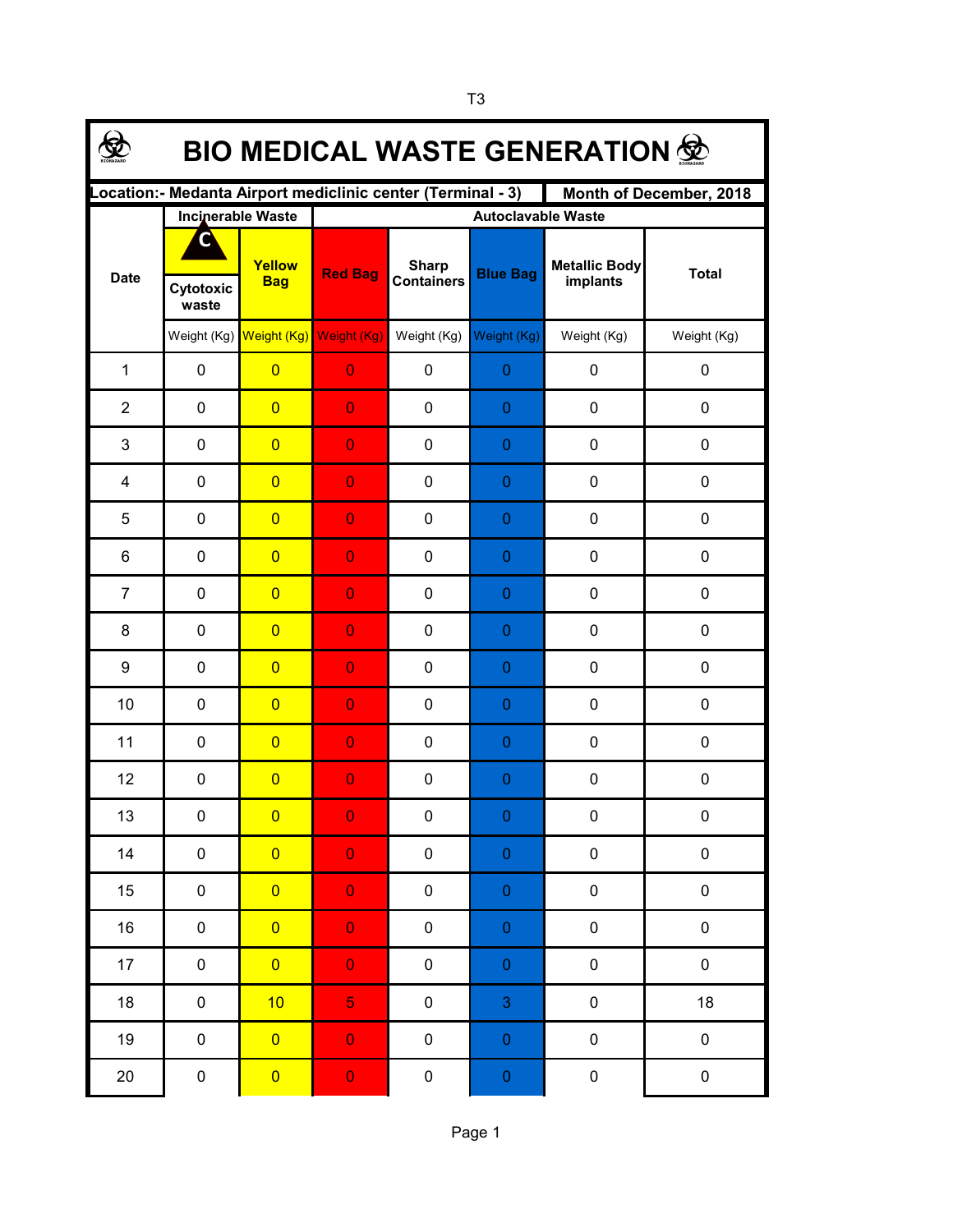T3

# BIO MEDICAL WASTE GENERATION

| Location:- Medanta Airport mediclinic center (Terminal - 3) | | | | | | | Month of December, 2018 |
|---|---|---|---|---|---|---|---|
| Date | Incinerable Waste | | Autoclavable Waste | | | | |
| | C Cytotoxic waste | Yellow Bag | Red Bag | Sharp Containers | Blue Bag | Metallic Body implants | Total |
| | Weight (Kg) | Weight (Kg) | Weight (Kg) | Weight (Kg) | Weight (Kg) | Weight (Kg) | Weight (Kg) |
| 1 | 0 | 0 | 0 | 0 | 0 | 0 | 0 |
| 2 | 0 | 0 | 0 | 0 | 0 | 0 | 0 |
| 3 | 0 | 0 | 0 | 0 | 0 | 0 | 0 |
| 4 | 0 | 0 | 0 | 0 | 0 | 0 | 0 |
| 5 | 0 | 0 | 0 | 0 | 0 | 0 | 0 |
| 6 | 0 | 0 | 0 | 0 | 0 | 0 | 0 |
| 7 | 0 | 0 | 0 | 0 | 0 | 0 | 0 |
| 8 | 0 | 0 | 0 | 0 | 0 | 0 | 0 |
| 9 | 0 | 0 | 0 | 0 | 0 | 0 | 0 |
| 10 | 0 | 0 | 0 | 0 | 0 | 0 | 0 |
| 11 | 0 | 0 | 0 | 0 | 0 | 0 | 0 |
| 12 | 0 | 0 | 0 | 0 | 0 | 0 | 0 |
| 13 | 0 | 0 | 0 | 0 | 0 | 0 | 0 |
| 14 | 0 | 0 | 0 | 0 | 0 | 0 | 0 |
| 15 | 0 | 0 | 0 | 0 | 0 | 0 | 0 |
| 16 | 0 | 0 | 0 | 0 | 0 | 0 | 0 |
| 17 | 0 | 0 | 0 | 0 | 0 | 0 | 0 |
| 18 | 0 | 10 | 5 | 0 | 3 | 0 | 18 |
| 19 | 0 | 0 | 0 | 0 | 0 | 0 | 0 |
| 20 | 0 | 0 | 0 | 0 | 0 | 0 | 0 |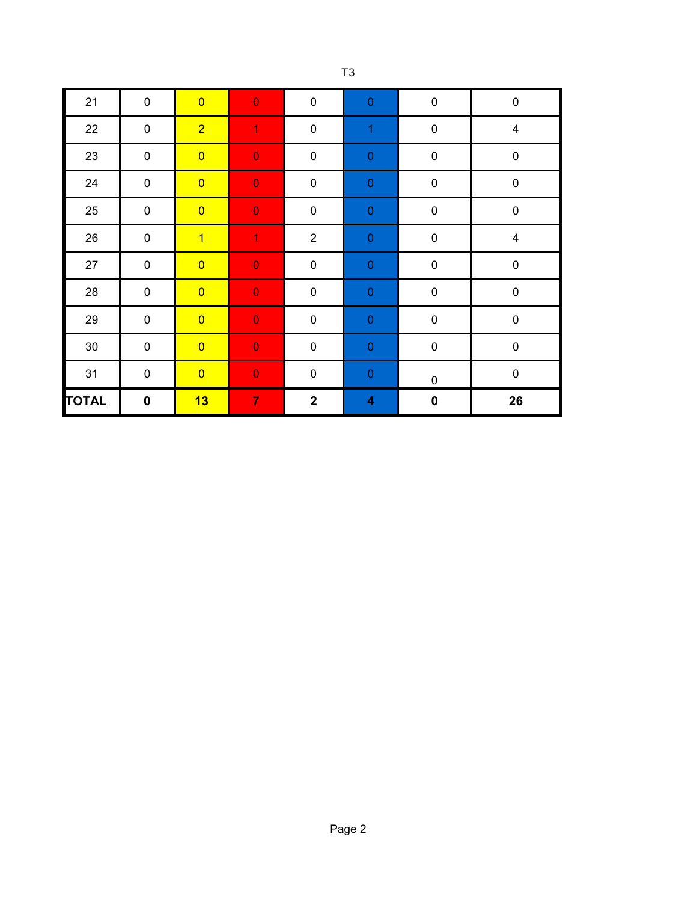T3

| | | | | | | | |
|---|---|---|---|---|---|---|---|
| 21 | 0 | 0 | 0 | 0 | 0 | 0 | 0 |
| 22 | 0 | 2 | 1 | 0 | 1 | 0 | 4 |
| 23 | 0 | 0 | 0 | 0 | 0 | 0 | 0 |
| 24 | 0 | 0 | 0 | 0 | 0 | 0 | 0 |
| 25 | 0 | 0 | 0 | 0 | 0 | 0 | 0 |
| 26 | 0 | 1 | 1 | 2 | 0 | 0 | 4 |
| 27 | 0 | 0 | 0 | 0 | 0 | 0 | 0 |
| 28 | 0 | 0 | 0 | 0 | 0 | 0 | 0 |
| 29 | 0 | 0 | 0 | 0 | 0 | 0 | 0 |
| 30 | 0 | 0 | 0 | 0 | 0 | 0 | 0 |
| 31 | 0 | 0 | 0 | 0 | 0 | 0 | 0 |
| **TOTAL** | **0** | **13** | **7** | **2** | **4** | **0** | **26** |